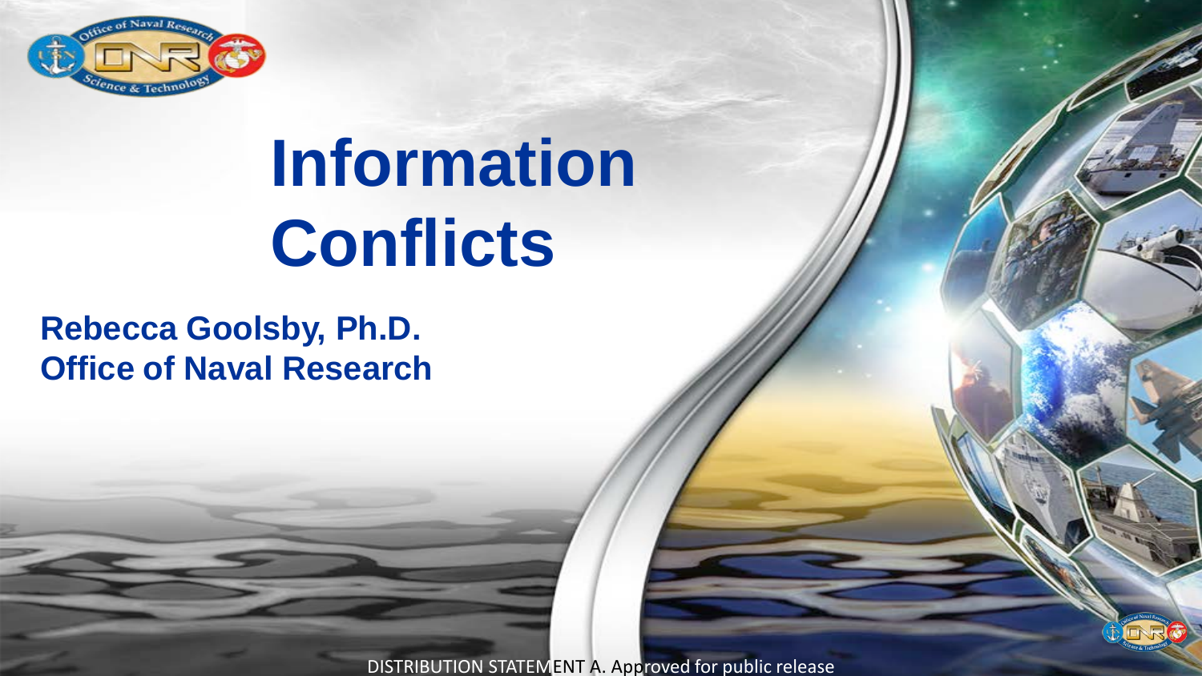# Information Conflicts

**Rebecca Goolsby, Ph.D.**
**Office of Naval Research**

DISTRIBUTION STATEMENT A. Approved for public release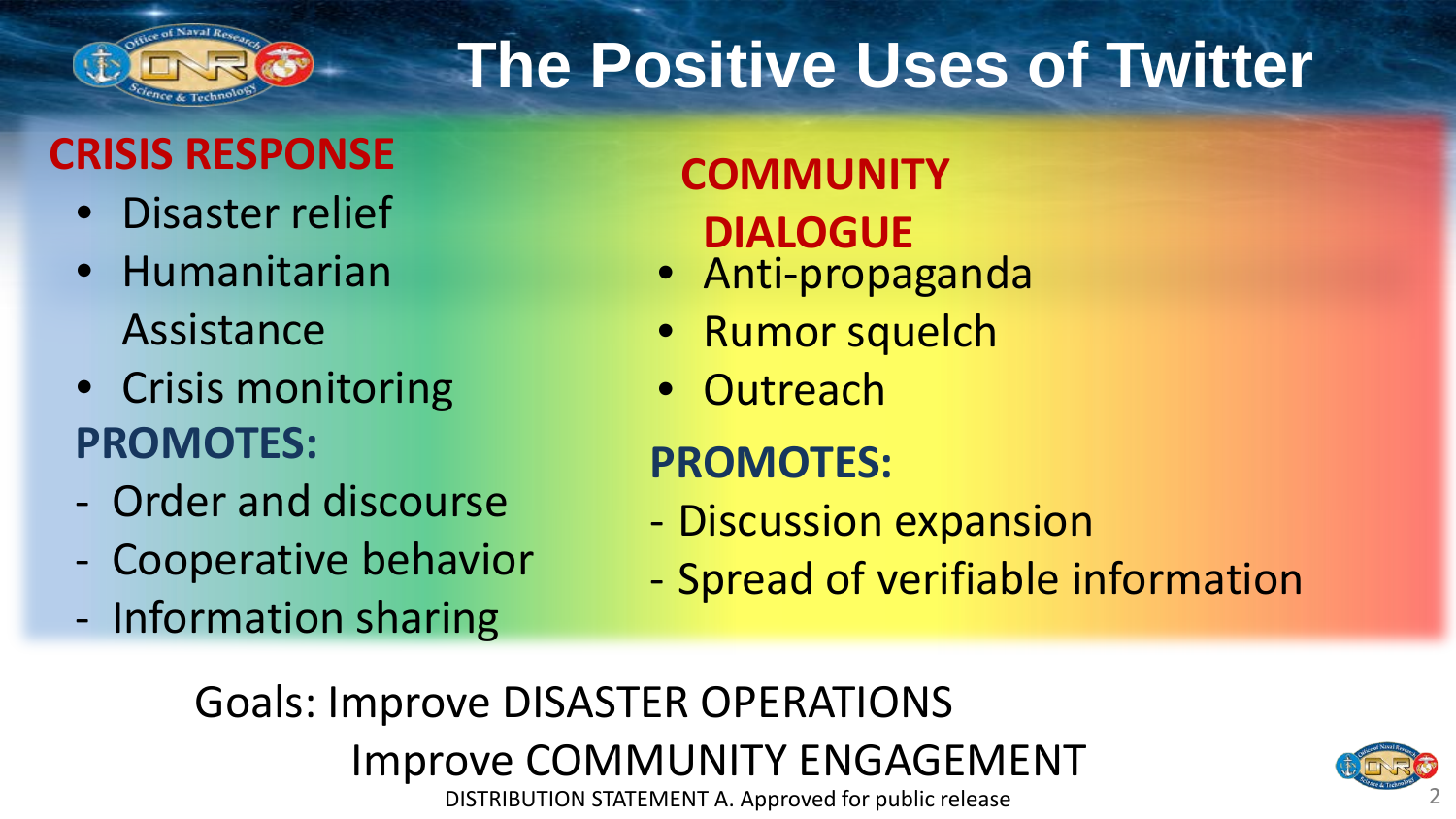# The Positive Uses of Twitter

## CRISIS RESPONSE

- Disaster relief
- Humanitarian Assistance
- Crisis monitoring

**PROMOTES:**

- Order and discourse
- Cooperative behavior
- Information sharing

## COMMUNITY DIALOGUE

- Anti-propaganda
- Rumor squelch
- Outreach

**PROMOTES:**

- Discussion expansion
- Spread of verifiable information

Goals: Improve DISASTER OPERATIONS
Improve COMMUNITY ENGAGEMENT

DISTRIBUTION STATEMENT A. Approved for public release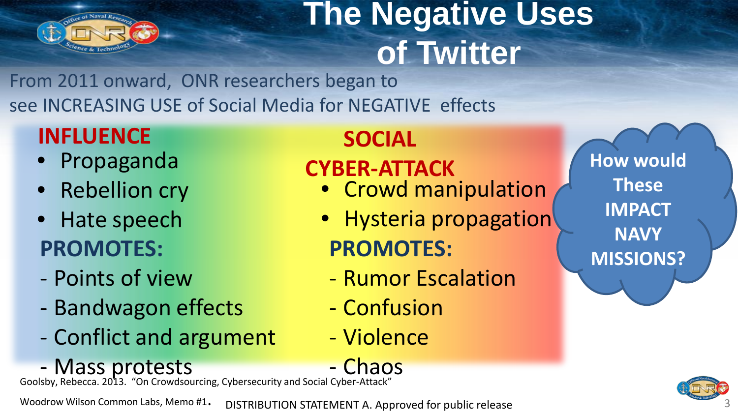# The Negative Uses of Twitter

From 2011 onward, ONR researchers began to see INCREASING USE of Social Media for NEGATIVE effects

## INFLUENCE

- Propaganda
- Rebellion cry
- Hate speech

**PROMOTES:**

- Points of view
- Bandwagon effects
- Conflict and argument
- Mass protests

## SOCIAL CYBER-ATTACK

- Crowd manipulation
- Hysteria propagation

**PROMOTES:**

- Rumor Escalation
- Confusion
- Violence
- Chaos

**How would These IMPACT NAVY MISSIONS?**

Goolsby, Rebecca. 2013. "On Crowdsourcing, Cybersecurity and Social Cyber-Attack" Woodrow Wilson Common Labs, Memo #1.

DISTRIBUTION STATEMENT A. Approved for public release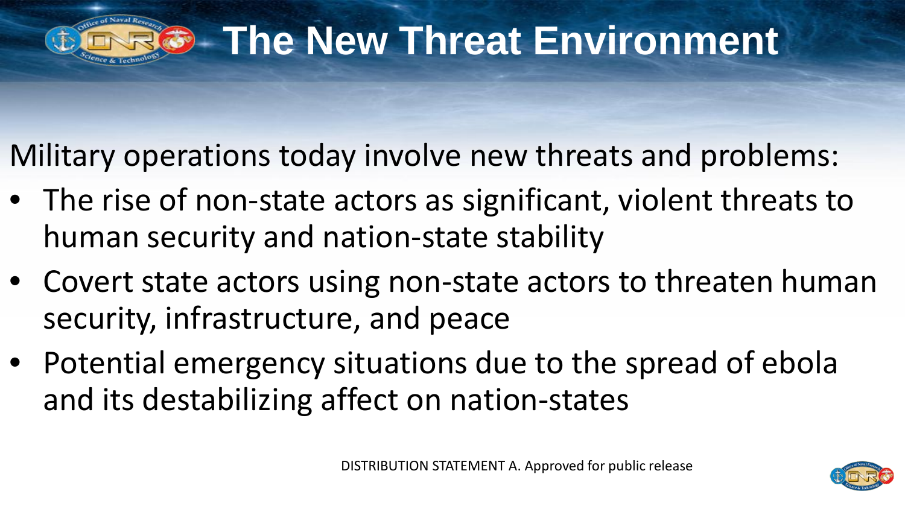# The New Threat Environment

Military operations today involve new threats and problems:

- The rise of non-state actors as significant, violent threats to human security and nation-state stability
- Covert state actors using non-state actors to threaten human security, infrastructure, and peace
- Potential emergency situations due to the spread of ebola and its destabilizing affect on nation-states

DISTRIBUTION STATEMENT A. Approved for public release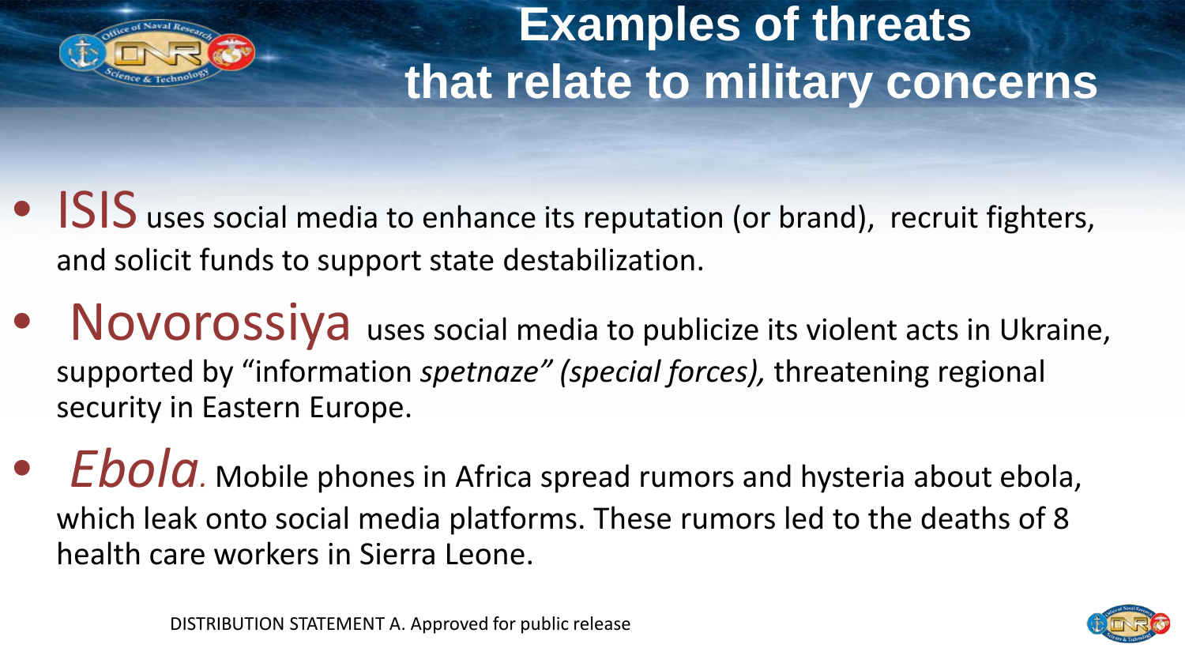# Examples of threats that relate to military concerns

- ISIS uses social media to enhance its reputation (or brand), recruit fighters, and solicit funds to support state destabilization.
- Novorossiya uses social media to publicize its violent acts in Ukraine, supported by "information *spetnaze" (special forces),* threatening regional security in Eastern Europe.
- *Ebola*. Mobile phones in Africa spread rumors and hysteria about ebola, which leak onto social media platforms. These rumors led to the deaths of 8 health care workers in Sierra Leone.

DISTRIBUTION STATEMENT A. Approved for public release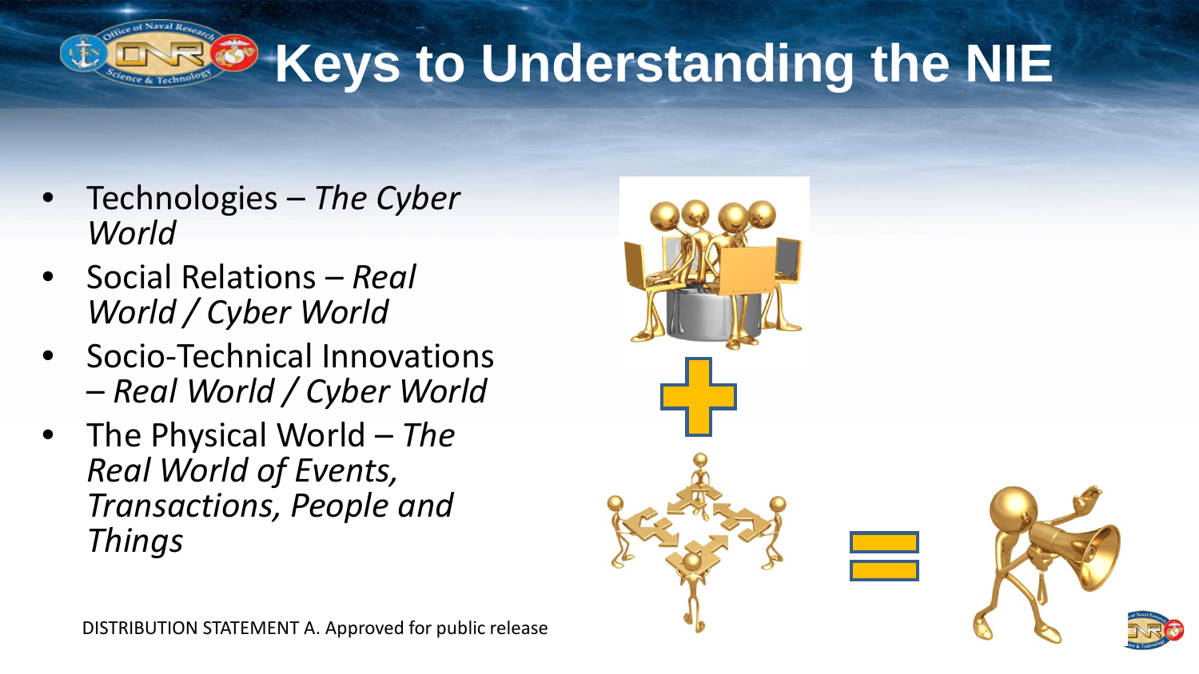# Keys to Understanding the NIE

- Technologies – *The Cyber World*
- Social Relations – *Real World / Cyber World*
- Socio-Technical Innovations – *Real World / Cyber World*
- The Physical World – *The Real World of Events, Transactions, People and Things*

DISTRIBUTION STATEMENT A. Approved for public release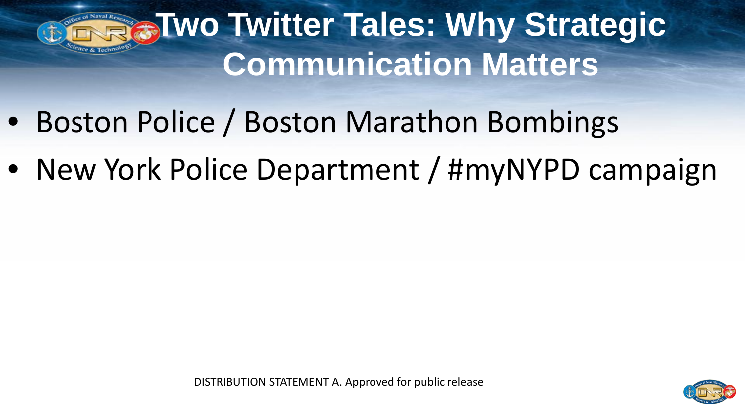# Two Twitter Tales: Why Strategic Communication Matters

- Boston Police / Boston Marathon Bombings
- New York Police Department / #myNYPD campaign

DISTRIBUTION STATEMENT A. Approved for public release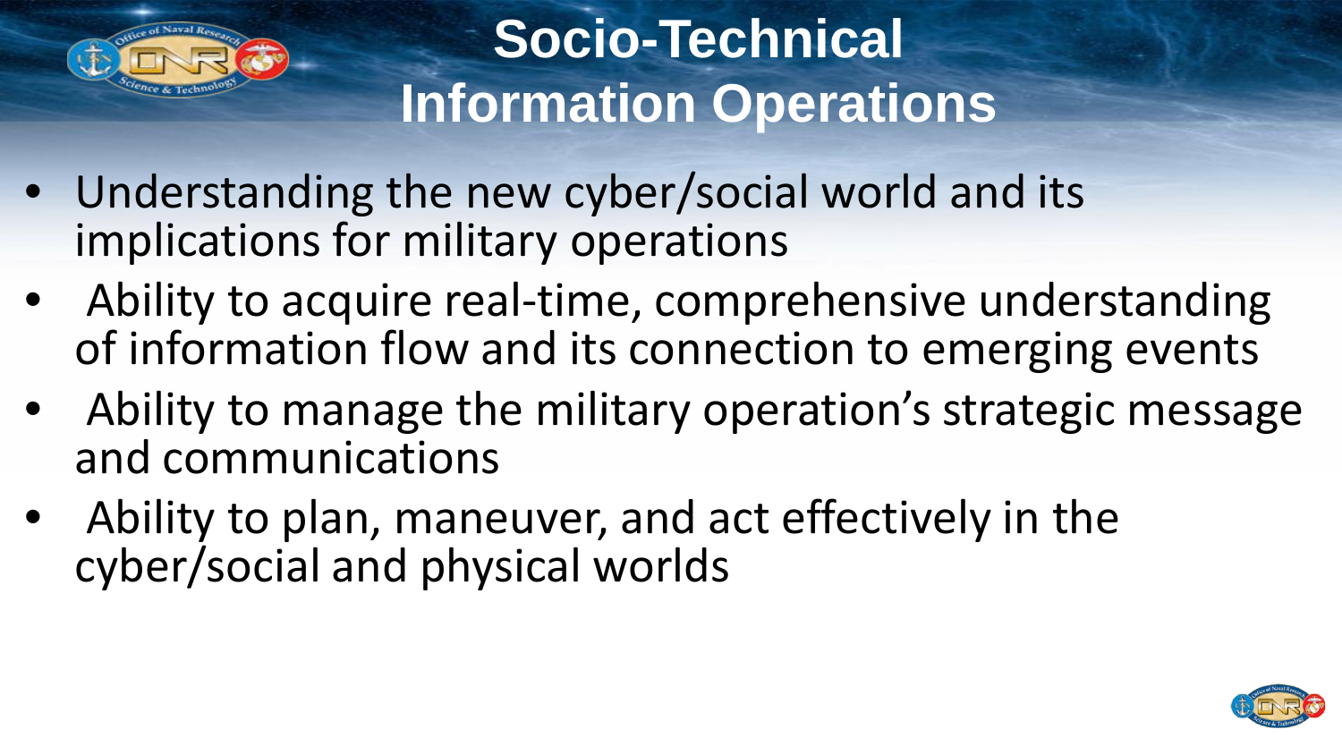# Socio-Technical Information Operations

- Understanding the new cyber/social world and its implications for military operations
- Ability to acquire real-time, comprehensive understanding of information flow and its connection to emerging events
- Ability to manage the military operation's strategic message and communications
- Ability to plan, maneuver, and act effectively in the cyber/social and physical worlds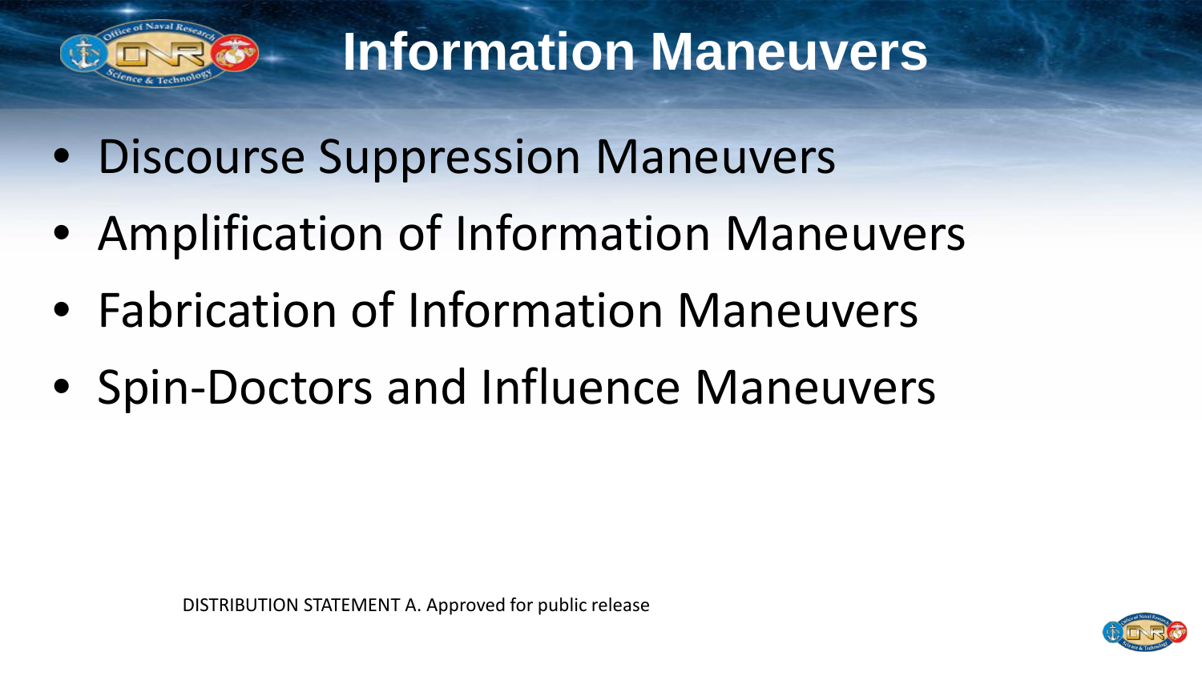# Information Maneuvers

- Discourse Suppression Maneuvers
- Amplification of Information Maneuvers
- Fabrication of Information Maneuvers
- Spin-Doctors and Influence Maneuvers

DISTRIBUTION STATEMENT A. Approved for public release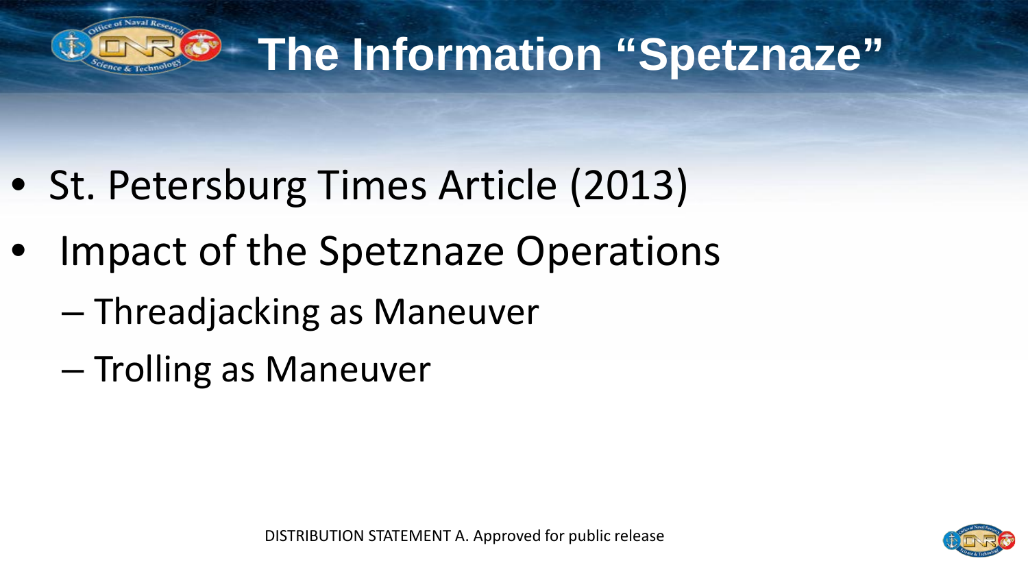# The Information "Spetznaze"

- St. Petersburg Times Article (2013)
- Impact of the Spetznaze Operations
  - Threadjacking as Maneuver
  - Trolling as Maneuver

DISTRIBUTION STATEMENT A. Approved for public release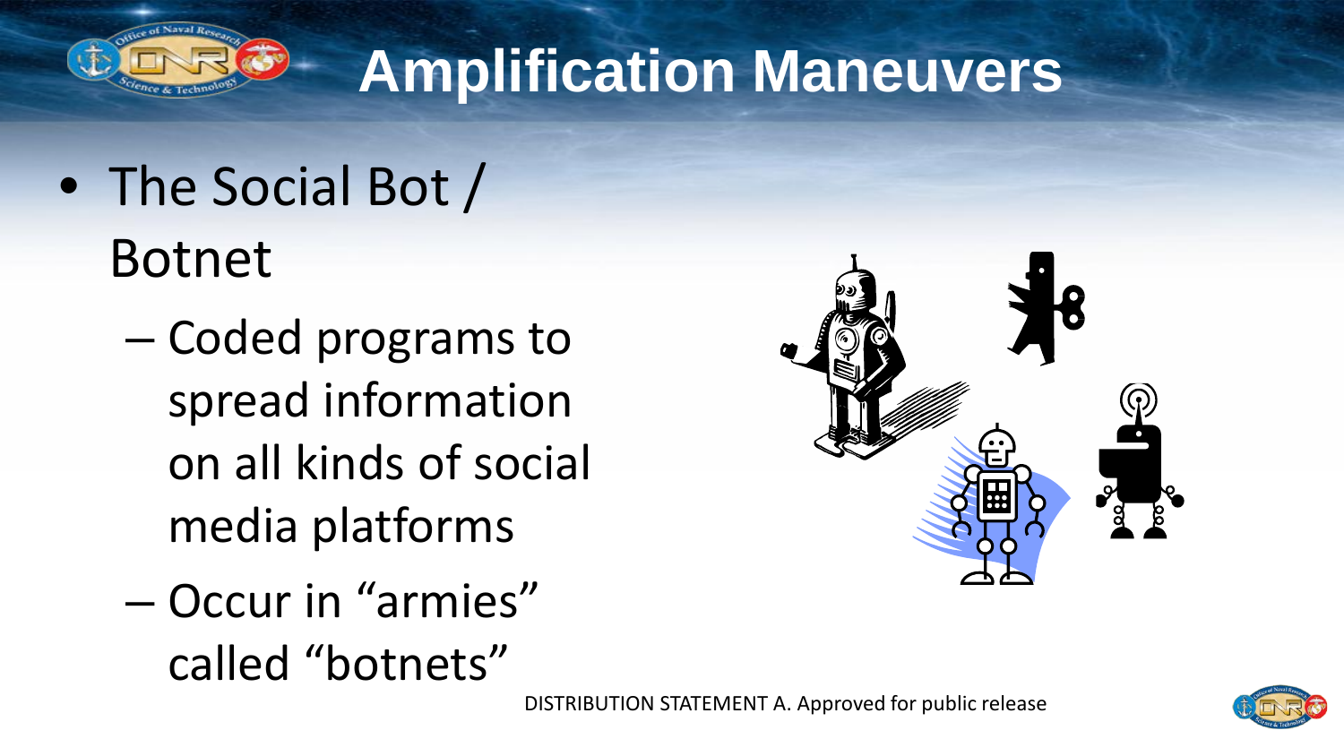# Amplification Maneuvers

- The Social Bot / Botnet
  - Coded programs to spread information on all kinds of social media platforms
  - Occur in “armies” called “botnets”

DISTRIBUTION STATEMENT A. Approved for public release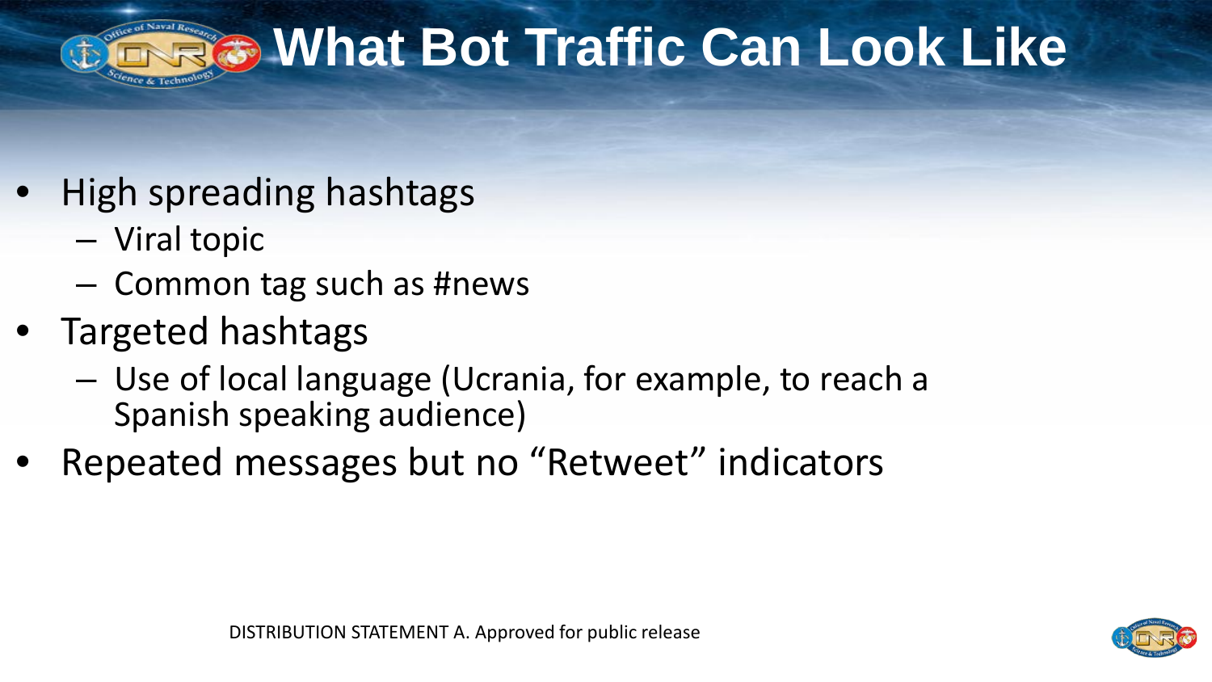# What Bot Traffic Can Look Like

- High spreading hashtags
  - Viral topic
  - Common tag such as #news
- Targeted hashtags
  - Use of local language (Ucrania, for example, to reach a Spanish speaking audience)
- Repeated messages but no “Retweet” indicators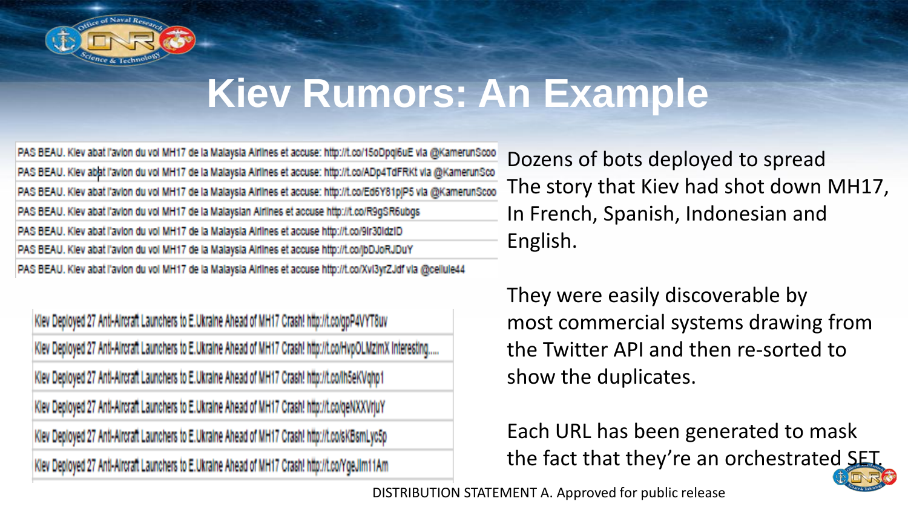# Kiev Rumors: An Example

PAS BEAU. Kiev abat l'avion du vol MH17 de la Malaysia Airlines et accuse: http://t.co/15oDpqi6uE via @KamerunScoo
PAS BEAU. Kiev abat l'avion du vol MH17 de la Malaysia Airlines et accuse: http://t.co/ADp4TdFRKt via @KamerunSco
PAS BEAU. Kiev abat l'avion du vol MH17 de la Malaysia Airlines et accuse: http://t.co/Ed6Y81pjP5 via @KamerunScoo
PAS BEAU. Kiev abat l'avion du vol MH17 de la Malaysian Airlines et accuse http://t.co/R9gSR6ubgs
PAS BEAU. Kiev abat l'avion du vol MH17 de la Malaysia Airlines et accuse http://t.co/9lr30IdzID
PAS BEAU. Kiev abat l'avion du vol MH17 de la Malaysia Airlines et accuse http://t.co/jbDJoRJDuY
PAS BEAU. Kiev abat l'avion du vol MH17 de la Malaysia Airlines et accuse http://t.co/Xvl3yrZJdf via @cellule44

Kiev Deployed 27 Anti-Aircraft Launchers to E.Ukraine Ahead of MH17 Crash! http://t.co/gpP4VYT8uv
Kiev Deployed 27 Anti-Aircraft Launchers to E.Ukraine Ahead of MH17 Crash! http://t.co/HvpOLMzmX Interesting.....
Kiev Deployed 27 Anti-Aircraft Launchers to E.Ukraine Ahead of MH17 Crash! http://t.co/lh5eKVqhp1
Kiev Deployed 27 Anti-Aircraft Launchers to E.Ukraine Ahead of MH17 Crash! http://t.co/qeNXXVrjuY
Kiev Deployed 27 Anti-Aircraft Launchers to E.Ukraine Ahead of MH17 Crash! http://t.co/sKBsmLyc5p
Kiev Deployed 27 Anti-Aircraft Launchers to E.Ukraine Ahead of MH17 Crash! http://t.co/YgeJlm11Am

Dozens of bots deployed to spread The story that Kiev had shot down MH17, In French, Spanish, Indonesian and English.

They were easily discoverable by most commercial systems drawing from the Twitter API and then re-sorted to show the duplicates.

Each URL has been generated to mask the fact that they're an orchestrated SET.

DISTRIBUTION STATEMENT A. Approved for public release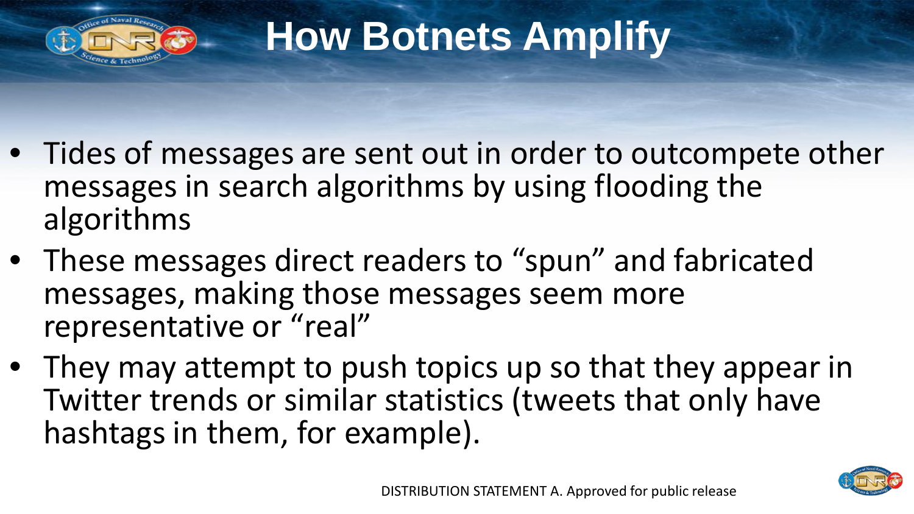# How Botnets Amplify

- Tides of messages are sent out in order to outcompete other messages in search algorithms by using flooding the algorithms
- These messages direct readers to “spun” and fabricated messages, making those messages seem more representative or “real”
- They may attempt to push topics up so that they appear in Twitter trends or similar statistics (tweets that only have hashtags in them, for example).

DISTRIBUTION STATEMENT A. Approved for public release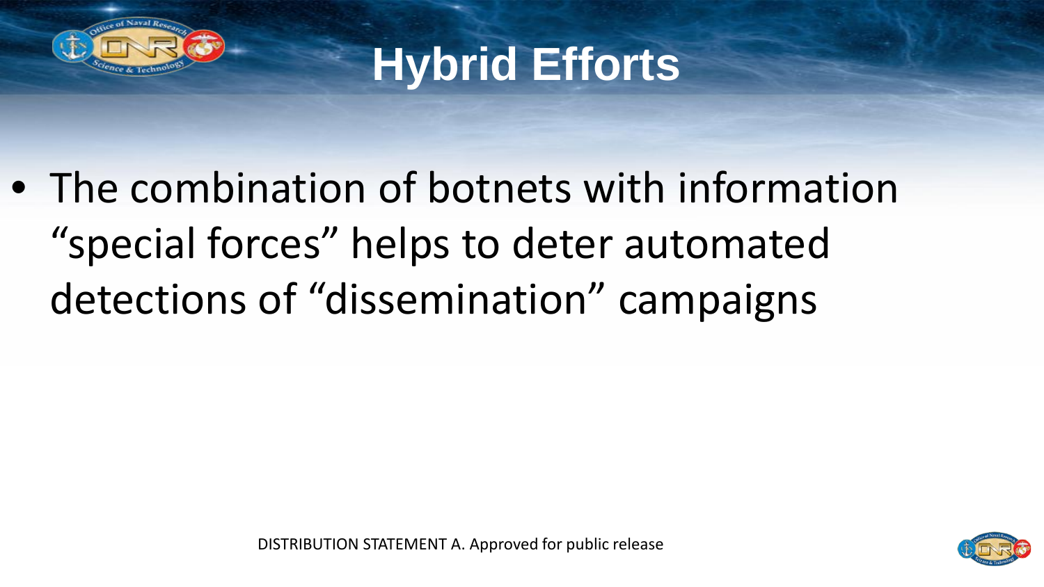# Hybrid Efforts

- The combination of botnets with information "special forces" helps to deter automated detections of "dissemination" campaigns

DISTRIBUTION STATEMENT A. Approved for public release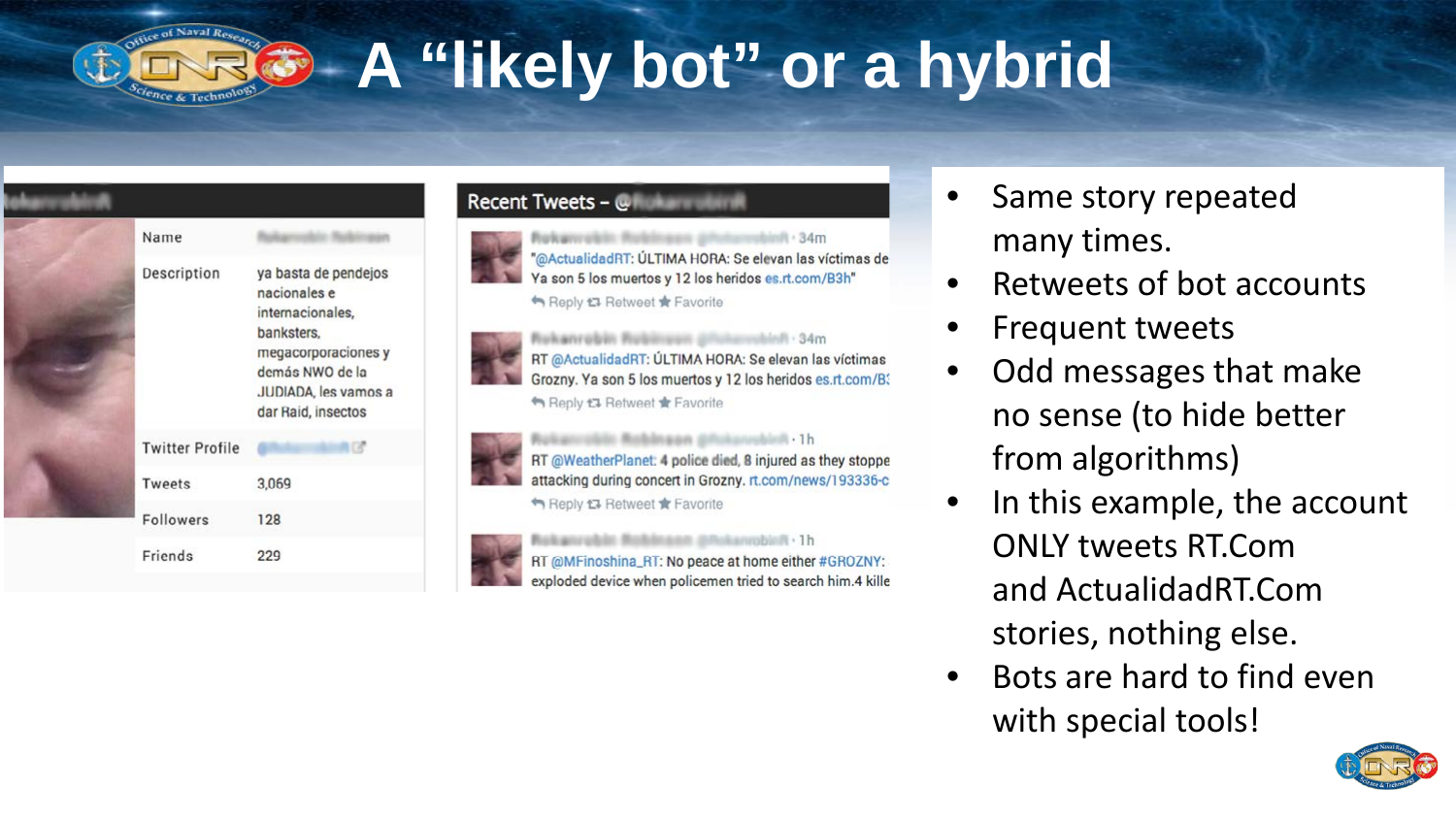# A "likely bot" or a hybrid

| | |
|---|---|
| Name | |
| Description | ya basta de pendejos nacionales e internacionales, banksters, megacorporaciones y demás NWO de la JUDIADA, les vamos a dar Raid, insectos |
| Twitter Profile | |
| Tweets | 3,069 |
| Followers | 128 |
| Friends | 229 |

**Recent Tweets – @**

- · 34m
  "@ActualidadRT: ÚLTIMA HORA: Se elevan las víctimas de Ya son 5 los muertos y 12 los heridos es.rt.com/B3h"
  Reply Retweet Favorite
- · 34m
  RT @ActualidadRT: ÚLTIMA HORA: Se elevan las víctimas Grozny. Ya son 5 los muertos y 12 los heridos es.rt.com/B3
  Reply Retweet Favorite
- · 1h
  RT @WeatherPlanet: 4 police died, 8 injured as they stoppe attacking during concert in Grozny. rt.com/news/193336-c
  Reply Retweet Favorite
- · 1h
  RT @MFinoshina_RT: No peace at home either #GROZNY: exploded device when policemen tried to search him.4 kille

- Same story repeated many times.
- Retweets of bot accounts
- Frequent tweets
- Odd messages that make no sense (to hide better from algorithms)
- In this example, the account ONLY tweets RT.Com and ActualidadRT.Com stories, nothing else.
- Bots are hard to find even with special tools!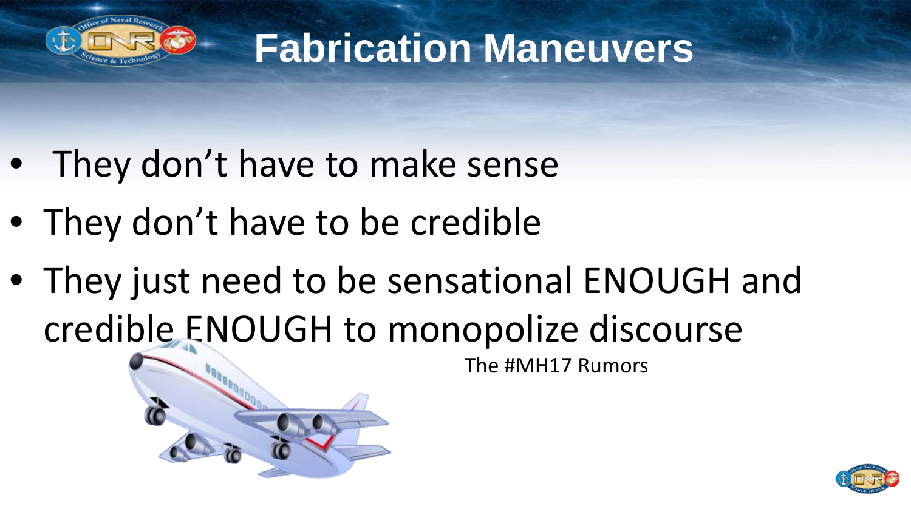# Fabrication Maneuvers

- They don't have to make sense
- They don't have to be credible
- They just need to be sensational ENOUGH and credible ENOUGH to monopolize discourse

The #MH17 Rumors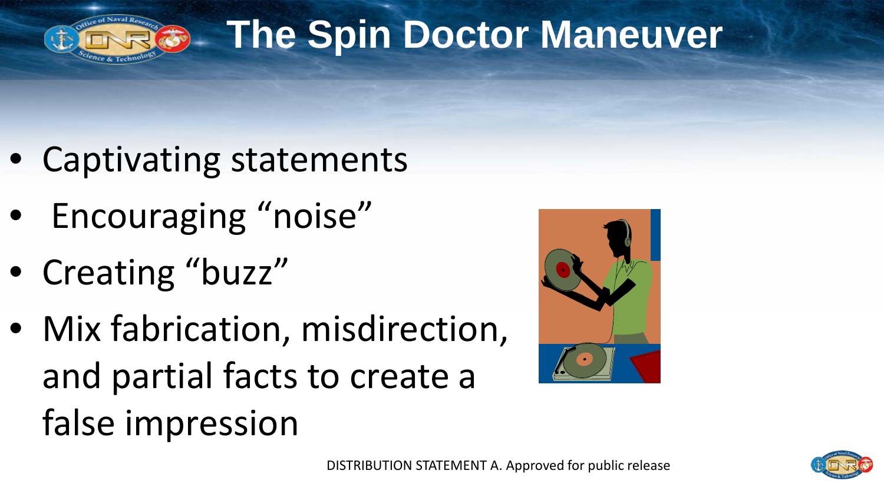# The Spin Doctor Maneuver

- Captivating statements
- Encouraging "noise"
- Creating "buzz"
- Mix fabrication, misdirection, and partial facts to create a false impression

DISTRIBUTION STATEMENT A. Approved for public release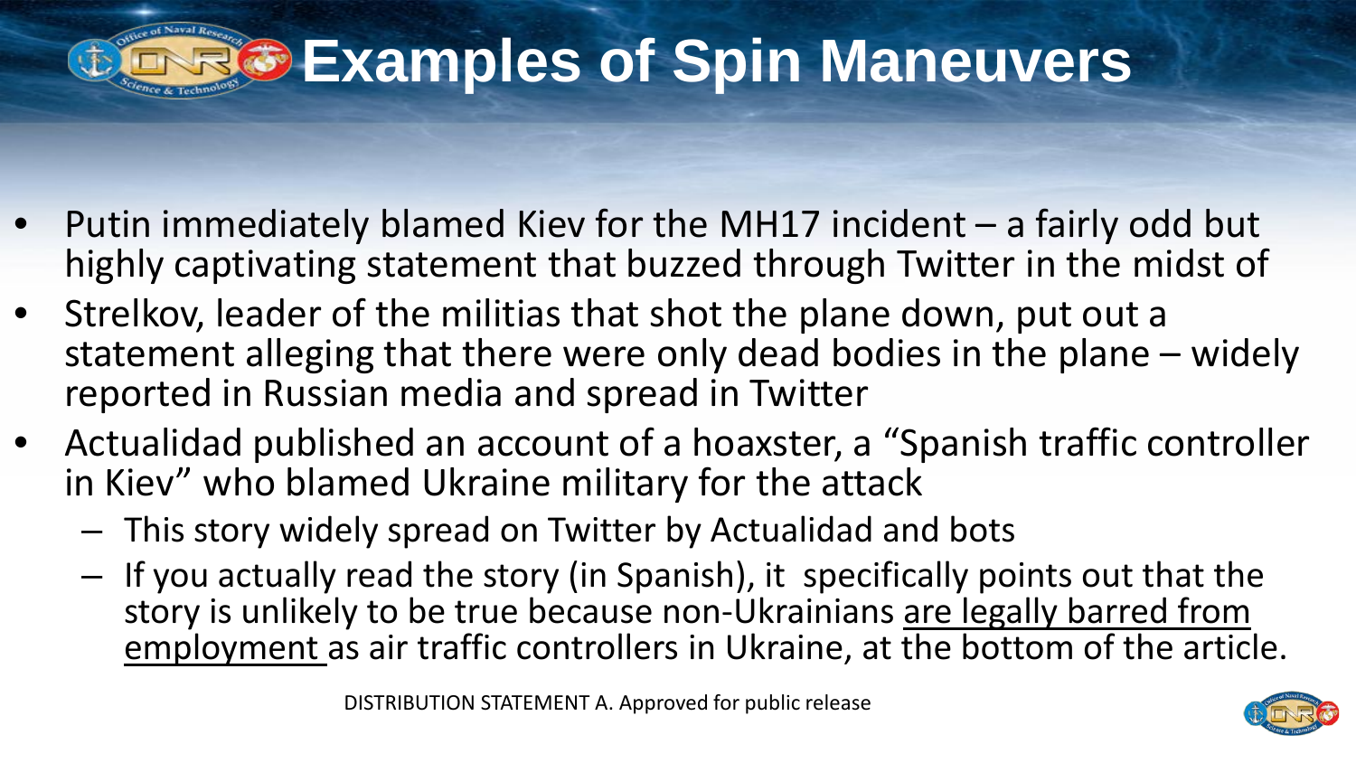# Examples of Spin Maneuvers

- Putin immediately blamed Kiev for the MH17 incident – a fairly odd but highly captivating statement that buzzed through Twitter in the midst of
- Strelkov, leader of the militias that shot the plane down, put out a statement alleging that there were only dead bodies in the plane – widely reported in Russian media and spread in Twitter
- Actualidad published an account of a hoaxster, a “Spanish traffic controller in Kiev” who blamed Ukraine military for the attack
  - This story widely spread on Twitter by Actualidad and bots
  - If you actually read the story (in Spanish), it specifically points out that the story is unlikely to be true because non-Ukrainians are legally barred from employment as air traffic controllers in Ukraine, at the bottom of the article.

DISTRIBUTION STATEMENT A. Approved for public release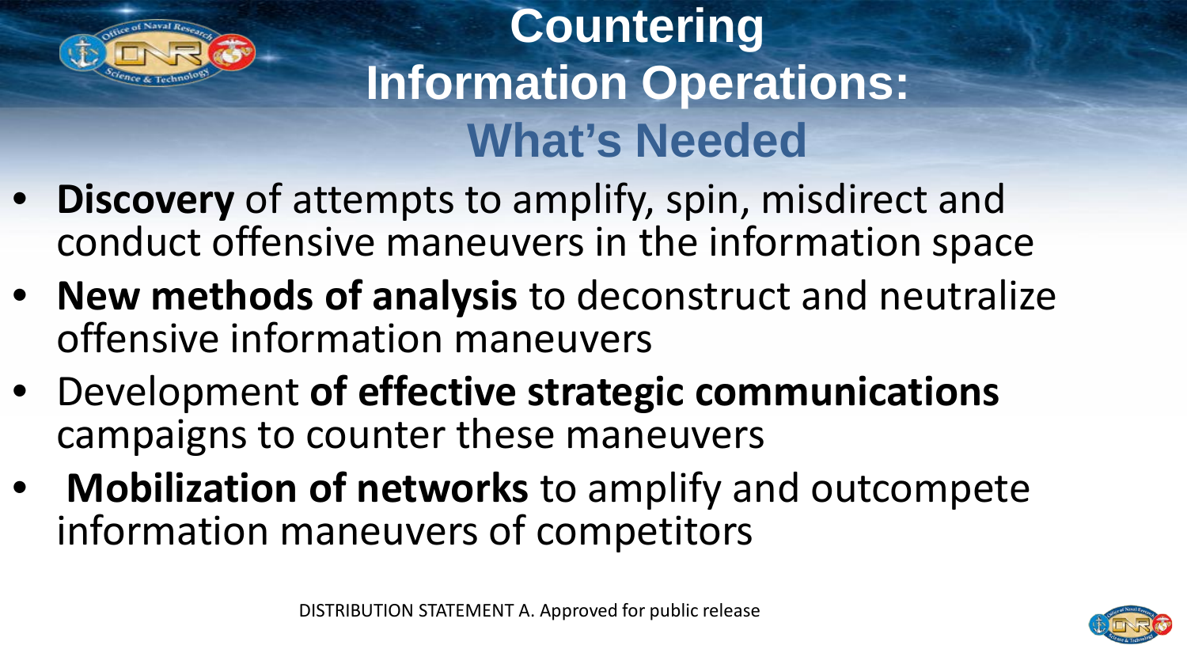# Countering Information Operations: What's Needed

- **Discovery** of attempts to amplify, spin, misdirect and conduct offensive maneuvers in the information space
- **New methods of analysis** to deconstruct and neutralize offensive information maneuvers
- Development **of effective strategic communications** campaigns to counter these maneuvers
- **Mobilization of networks** to amplify and outcompete information maneuvers of competitors

DISTRIBUTION STATEMENT A. Approved for public release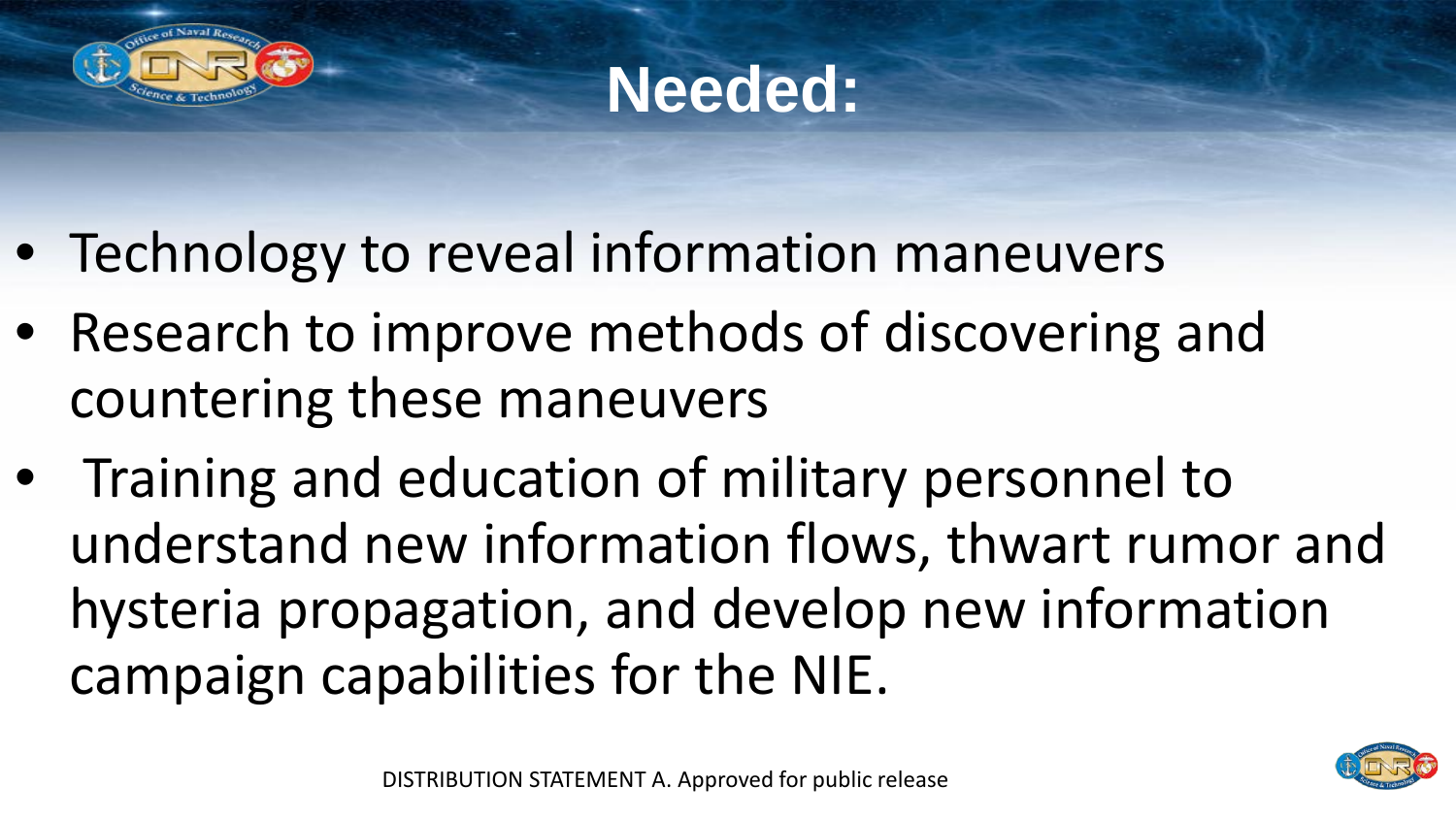# Needed:

- Technology to reveal information maneuvers
- Research to improve methods of discovering and countering these maneuvers
- Training and education of military personnel to understand new information flows, thwart rumor and hysteria propagation, and develop new information campaign capabilities for the NIE.

DISTRIBUTION STATEMENT A. Approved for public release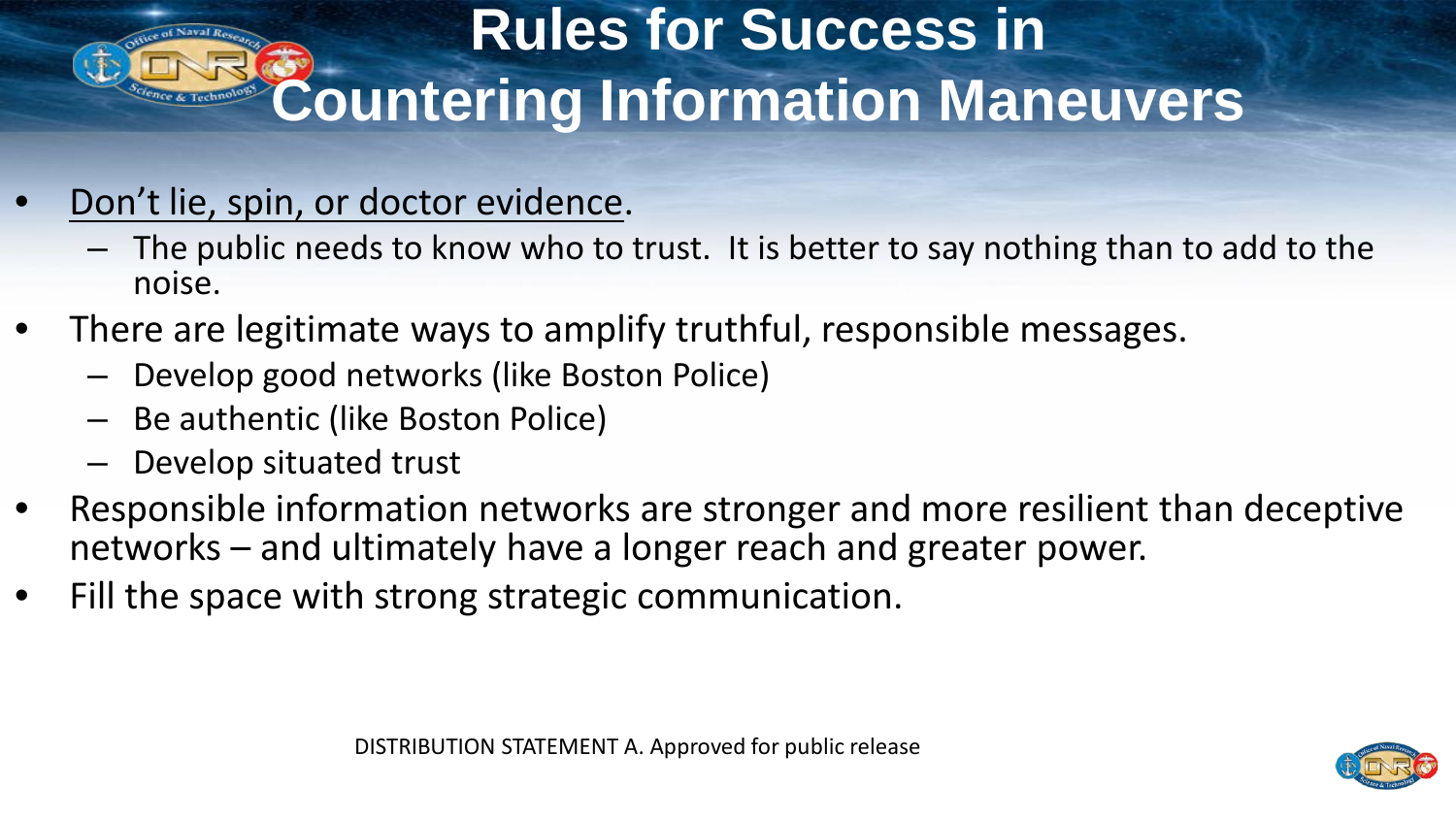# Rules for Success in Countering Information Maneuvers

- Don't lie, spin, or doctor evidence.
  - The public needs to know who to trust. It is better to say nothing than to add to the noise.
- There are legitimate ways to amplify truthful, responsible messages.
  - Develop good networks (like Boston Police)
  - Be authentic (like Boston Police)
  - Develop situated trust
- Responsible information networks are stronger and more resilient than deceptive networks – and ultimately have a longer reach and greater power.
- Fill the space with strong strategic communication.

DISTRIBUTION STATEMENT A. Approved for public release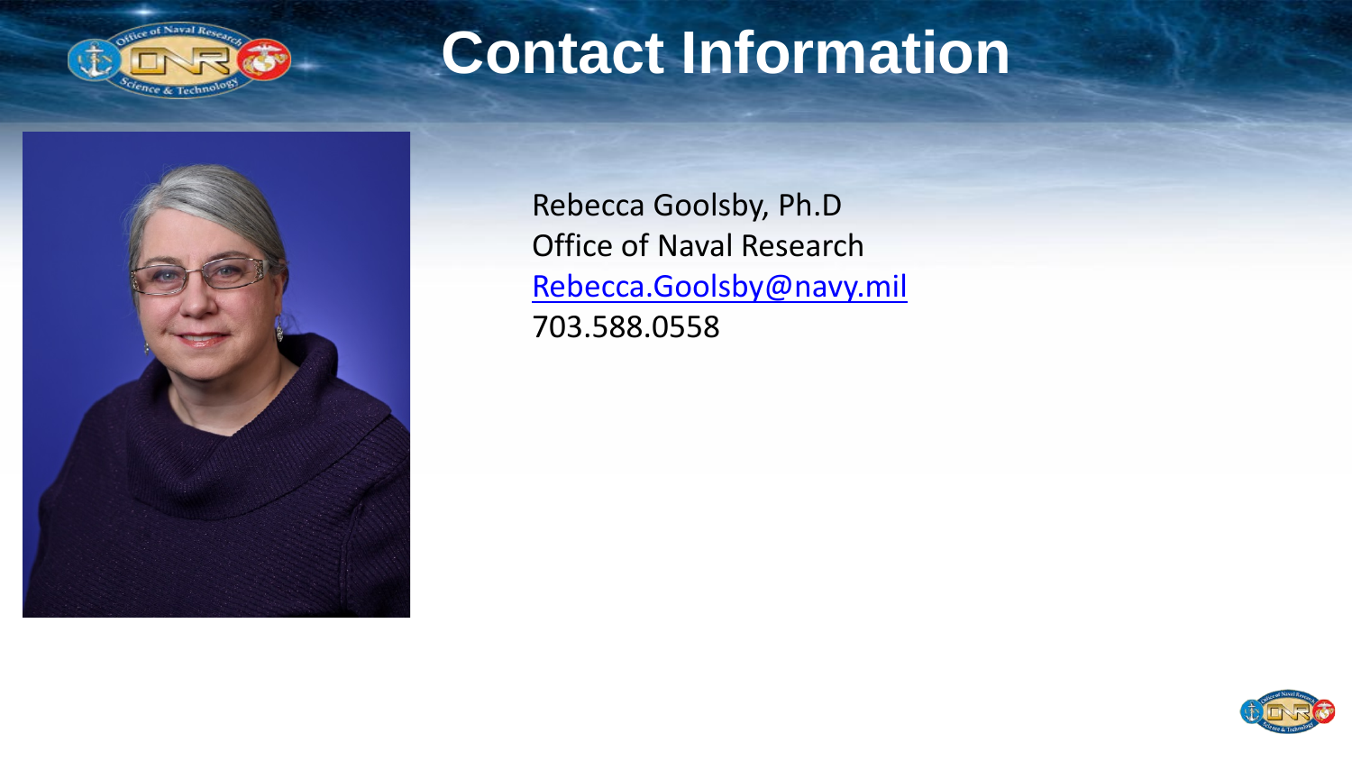# Contact Information

Rebecca Goolsby, Ph.D
Office of Naval Research
Rebecca.Goolsby@navy.mil
703.588.0558